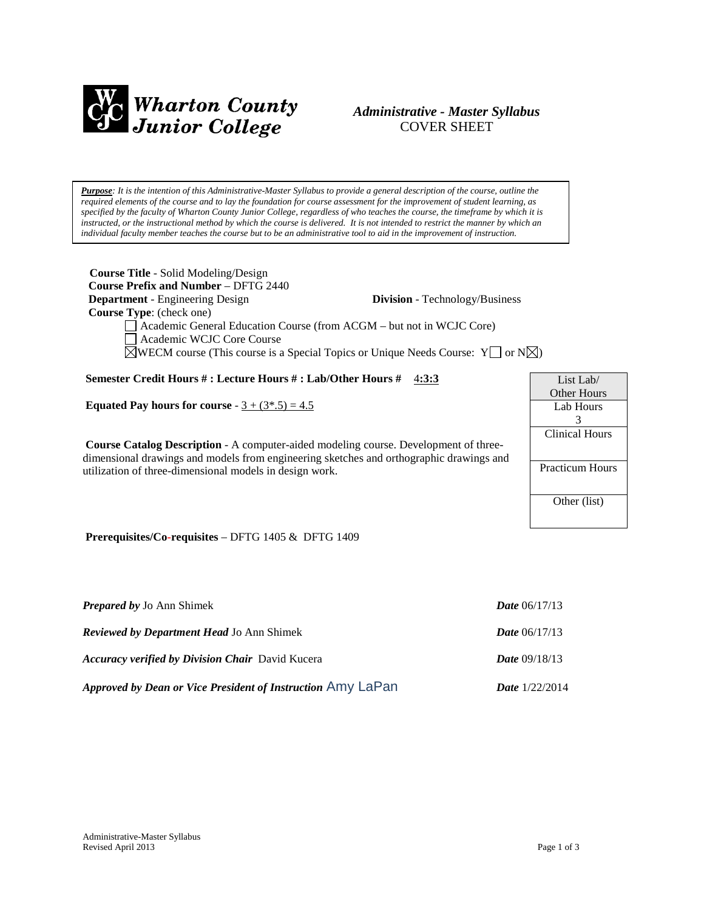# Wharton County Junior College

## *Administrative - Master Syllabus*
## COVER SHEET

***Purpose****: It is the intention of this Administrative-Master Syllabus to provide a general description of the course, outline the required elements of the course and to lay the foundation for course assessment for the improvement of student learning, as specified by the faculty of Wharton County Junior College, regardless of who teaches the course, the timeframe by which it is instructed, or the instructional method by which the course is delivered. It is not intended to restrict the manner by which an individual faculty member teaches the course but to be an administrative tool to aid in the improvement of instruction.*

**Course Title** - Solid Modeling/Design
**Course Prefix and Number** – DFTG 2440
**Department** - Engineering Design **Division** - Technology/Business
**Course Type**: (check one)

☐ Academic General Education Course (from ACGM – but not in WCJC Core)
☐ Academic WCJC Core Course
☒ WECM course (This course is a Special Topics or Unique Needs Course: Y☐ or N☒)

**Semester Credit Hours # : Lecture Hours # : Lab/Other Hours #** 4:3:3

**Equated Pay hours for course** - 3 + (3*.5) = 4.5

**Course Catalog Description** - A computer-aided modeling course. Development of three-dimensional drawings and models from engineering sketches and orthographic drawings and utilization of three-dimensional models in design work.

| List Lab/ Other Hours |
| --- |
| Lab Hours 3 |
| Clinical Hours |
| Practicum Hours |
| Other (list) |

**Prerequisites/Co-requisites** – DFTG 1405 & DFTG 1409

***Prepared by*** Jo Ann Shimek ***Date*** 06/17/13

***Reviewed by Department Head*** Jo Ann Shimek ***Date*** 06/17/13

***Accuracy verified by Division Chair*** David Kucera ***Date*** 09/18/13

***Approved by Dean or Vice President of Instruction*** Amy LaPan ***Date*** 1/22/2014

Administrative-Master Syllabus
Revised April 2013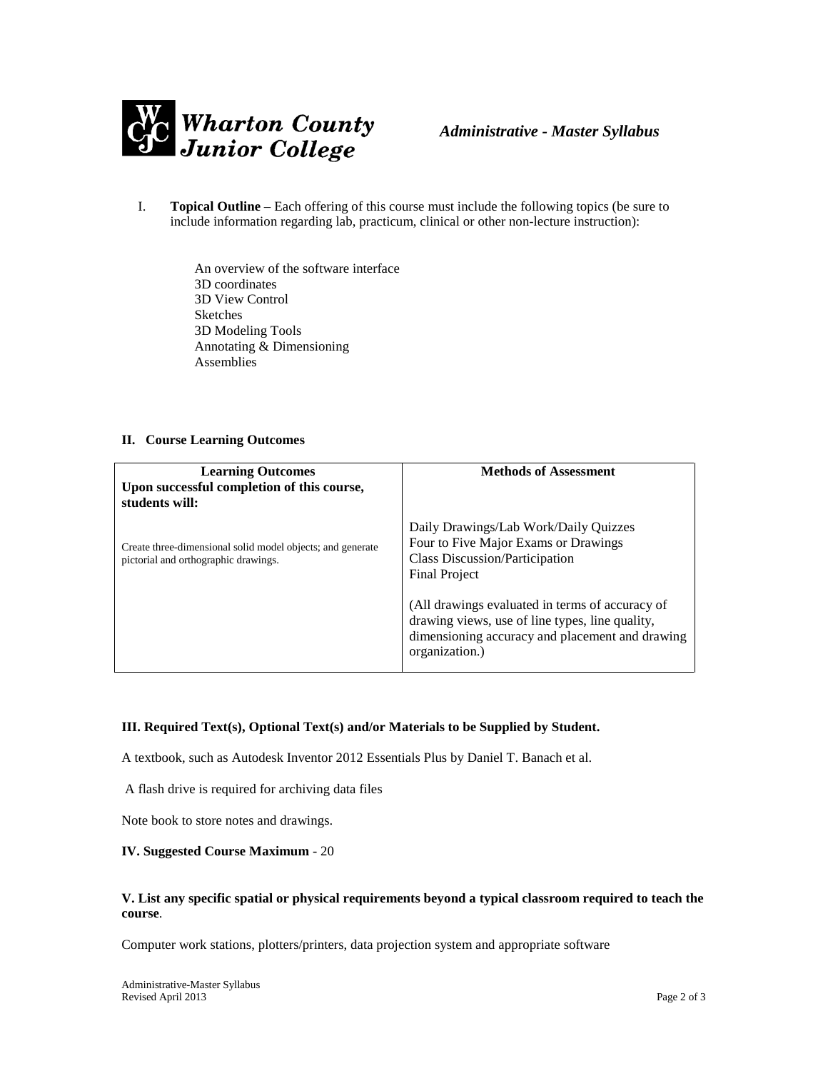I. **Topical Outline** – Each offering of this course must include the following topics (be sure to include information regarding lab, practicum, clinical or other non-lecture instruction):

An overview of the software interface
3D coordinates
3D View Control
Sketches
3D Modeling Tools
Annotating & Dimensioning
Assemblies

**II. Course Learning Outcomes**

| **Learning Outcomes**<br>**Upon successful completion of this course, students will:** | **Methods of Assessment** |
|---|---|
| Create three-dimensional solid model objects; and generate pictorial and orthographic drawings. | Daily Drawings/Lab Work/Daily Quizzes<br>Four to Five Major Exams or Drawings<br>Class Discussion/Participation<br>Final Project<br><br>(All drawings evaluated in terms of accuracy of drawing views, use of line types, line quality, dimensioning accuracy and placement and drawing organization.) |

**III. Required Text(s), Optional Text(s) and/or Materials to be Supplied by Student.**

A textbook, such as Autodesk Inventor 2012 Essentials Plus by Daniel T. Banach et al.

A flash drive is required for archiving data files

Note book to store notes and drawings.

**IV. Suggested Course Maximum** - 20

**V. List any specific spatial or physical requirements beyond a typical classroom required to teach the course**.

Computer work stations, plotters/printers, data projection system and appropriate software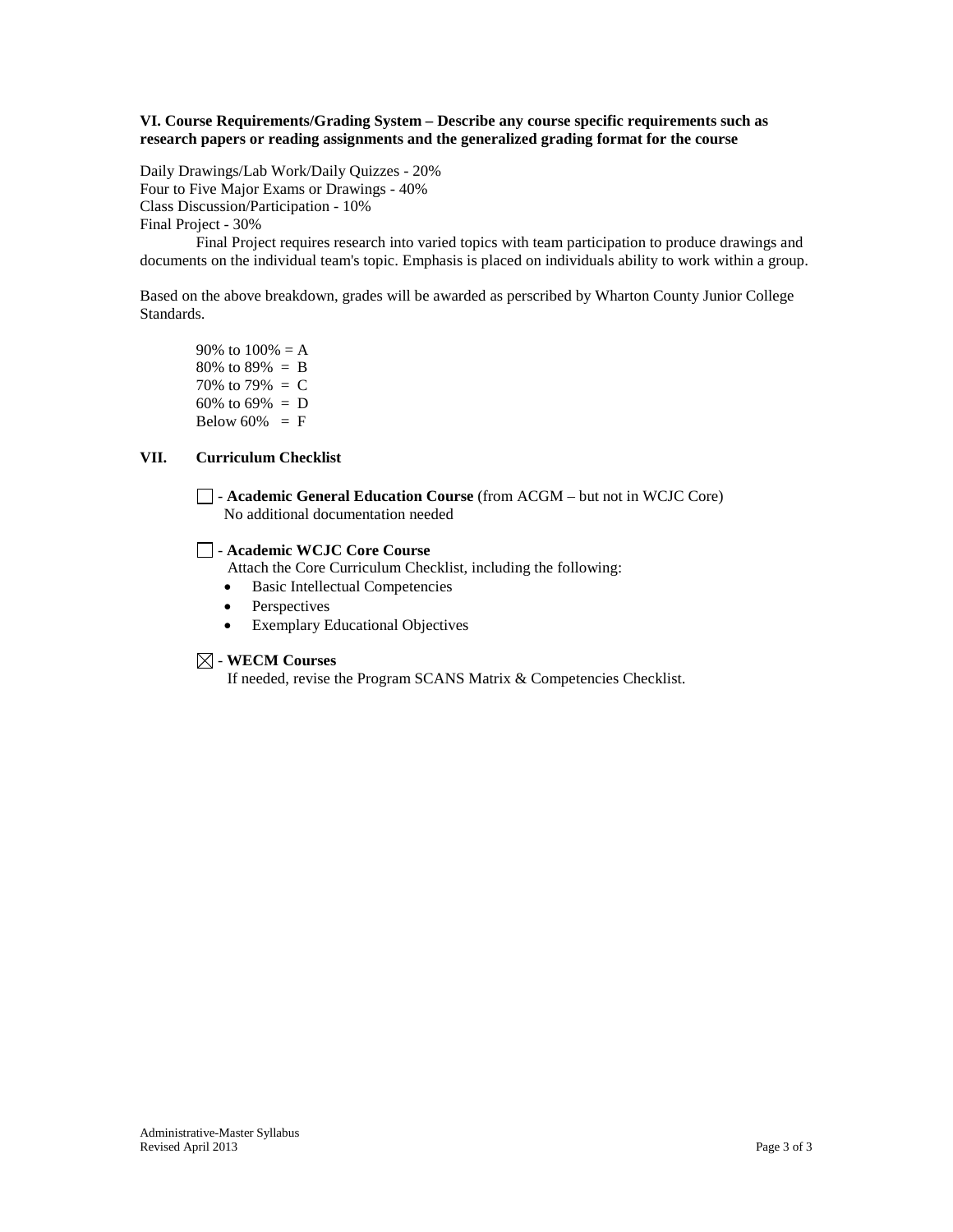**VI. Course Requirements/Grading System – Describe any course specific requirements such as research papers or reading assignments and the generalized grading format for the course**

Daily Drawings/Lab Work/Daily Quizzes - 20%
Four to Five Major Exams or Drawings - 40%
Class Discussion/Participation - 10%
Final Project - 30%

Final Project requires research into varied topics with team participation to produce drawings and documents on the individual team's topic. Emphasis is placed on individuals ability to work within a group.

Based on the above breakdown, grades will be awarded as perscribed by Wharton County Junior College Standards.

90% to 100% = A
80% to 89% = B
70% to 79% = C
60% to 69% = D
Below 60% = F

## VII. Curriculum Checklist

☐ - **Academic General Education Course** (from ACGM – but not in WCJC Core)
No additional documentation needed

☐ - **Academic WCJC Core Course**
Attach the Core Curriculum Checklist, including the following:

- Basic Intellectual Competencies
- Perspectives
- Exemplary Educational Objectives

☒ - **WECM Courses**
If needed, revise the Program SCANS Matrix & Competencies Checklist.

Administrative-Master Syllabus
Revised April 2013